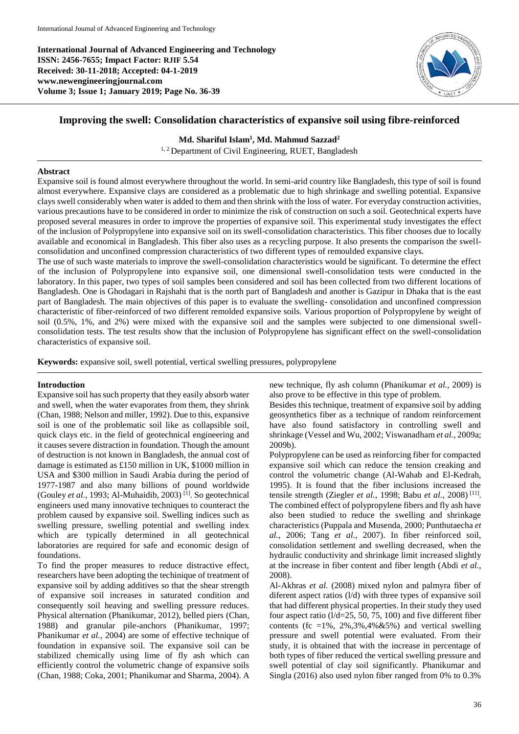**International Journal of Advanced Engineering and Technology**
**ISSN: 2456-7655; Impact Factor: RJIF 5.54**
**Received: 30-11-2018; Accepted: 04-1-2019**
**www.newengineeringjournal.com**
**Volume 3; Issue 1; January 2019; Page No. 36-39**

# Improving the swell: Consolidation characteristics of expansive soil using fibre-reinforced

**Md. Shariful Islam[1], Md. Mahmud Sazzad[2]**

[1, 2] Department of Civil Engineering, RUET, Bangladesh

## Abstract

Expansive soil is found almost everywhere throughout the world. In semi-arid country like Bangladesh, this type of soil is found almost everywhere. Expansive clays are considered as a problematic due to high shrinkage and swelling potential. Expansive clays swell considerably when water is added to them and then shrink with the loss of water. For everyday construction activities, various precautions have to be considered in order to minimize the risk of construction on such a soil. Geotechnical experts have proposed several measures in order to improve the properties of expansive soil. This experimental study investigates the effect of the inclusion of Polypropylene into expansive soil on its swell-consolidation characteristics. This fiber chooses due to locally available and economical in Bangladesh. This fiber also uses as a recycling purpose. It also presents the comparison the swell-consolidation and unconfined compression characteristics of two different types of remoulded expansive clays.

The use of such waste materials to improve the swell-consolidation characteristics would be significant. To determine the effect of the inclusion of Polypropylene into expansive soil, one dimensional swell-consolidation tests were conducted in the laboratory. In this paper, two types of soil samples been considered and soil has been collected from two different locations of Bangladesh. One is Ghodagari in Rajshahi that is the north part of Bangladesh and another is Gazipur in Dhaka that is the east part of Bangladesh. The main objectives of this paper is to evaluate the swelling- consolidation and unconfined compression characteristic of fiber-reinforced of two different remolded expansive soils. Various proportion of Polypropylene by weight of soil (0.5%, 1%, and 2%) were mixed with the expansive soil and the samples were subjected to one dimensional swell-consolidation tests. The test results show that the inclusion of Polypropylene has significant effect on the swell-consolidation characteristics of expansive soil.

**Keywords:** expansive soil, swell potential, vertical swelling pressures, polypropylene

## Introduction

Expansive soil has such property that they easily absorb water and swell, when the water evaporates from them, they shrink (Chan, 1988; Nelson and miller, 1992). Due to this, expansive soil is one of the problematic soil like as collapsible soil, quick clays etc. in the field of geotechnical engineering and it causes severe distraction in foundation. Though the amount of destruction is not known in Bangladesh, the annual cost of damage is estimated as £150 million in UK, $1000 million in USA and $300 million in Saudi Arabia during the period of 1977-1987 and also many billions of pound worldwide (Gouley *et al.*, 1993; Al-Muhaidib, 2003) [1]. So geotechnical engineers used many innovative techniques to counteract the problem caused by expansive soil. Swelling indices such as swelling pressure, swelling potential and swelling index which are typically determined in all geotechnical laboratories are required for safe and economic design of foundations.

To find the proper measures to reduce distractive effect, researchers have been adopting the techinique of treatment of expansive soil by adding additives so that the shear strength of expansive soil increases in saturated condition and consequently soil heaving and swelling pressure reduces. Physical alternation (Phanikumar, 2012), belled piers (Chan, 1988) and granular pile-anchors (Phanikumar, 1997; Phanikumar *et al.*, 2004) are some of effective technique of foundation in expansive soil. The expansive soil can be stabilized chemically using lime of fly ash which can efficiently control the volumetric change of expansive soils (Chan, 1988; Coka, 2001; Phanikumar and Sharma, 2004). A new technique, fly ash column (Phanikumar *et al.*, 2009) is also prove to be effective in this type of problem.

Besides this technique, treatment of expansive soil by adding geosynthetics fiber as a technique of random reinforcement have also found satisfactory in controlling swell and shrinkage (Vessel and Wu, 2002; Viswanadham *et al.*, 2009a; 2009b).

Polypropylene can be used as reinforcing fiber for compacted expansive soil which can reduce the tension creaking and control the volumetric change (Al-Wahab and El-Kedrah, 1995). It is found that the fiber inclusions increased the tensile strength (Ziegler *et al.*, 1998; Babu *et al.*, 2008) [11]. The combined effect of polypropylene fibers and fly ash have also been studied to reduce the swelling and shrinkage characteristics (Puppala and Musenda, 2000; Punthutaecha *et al.*, 2006; Tang *et al.*, 2007). In fiber reinforced soil, consolidation settlement and swelling decreased, when the hydraulic conductivity and shrinkage limit increased slightly at the increase in fiber content and fiber length (Abdi *et al.*, 2008).

Al-Akhras *et al.* (2008) mixed nylon and palmyra fiber of diferent aspect ratios (l/d) with three types of expansive soil that had different physical properties. In their study they used four aspect ratio (l/d=25, 50, 75, 100) and five different fiber contents (fc =1%, 2%,3%,4%&5%) and vertical swelling pressure and swell potential were evaluated. From their study, it is obtained that with the increase in percentage of both types of fiber reduced the vertical swelling pressure and swell potential of clay soil significantly. Phanikumar and Singla (2016) also used nylon fiber ranged from 0% to 0.3%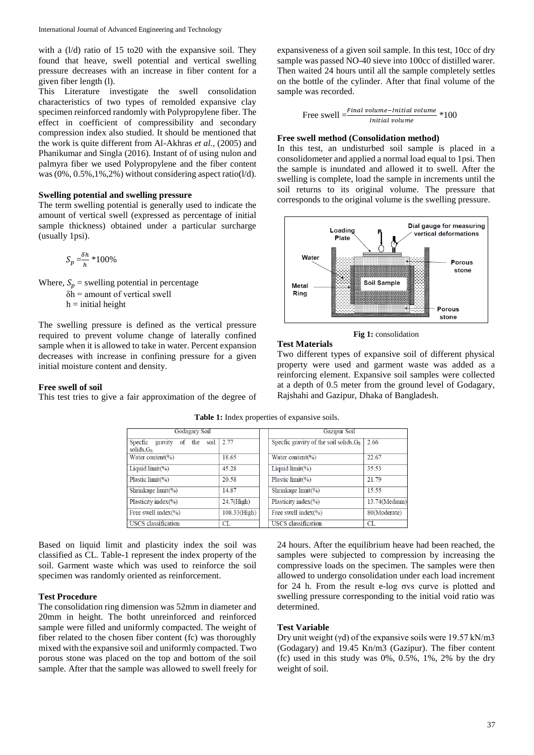with a (l/d) ratio of 15 to20 with the expansive soil. They found that heave, swell potential and vertical swelling pressure decreases with an increase in fiber content for a given fiber length (l).

This Literature investigate the swell consolidation characteristics of two types of remolded expansive clay specimen reinforced randomly with Polypropylene fiber. The effect in coefficient of compressibility and secondary compression index also studied. It should be mentioned that the work is quite different from Al-Akhras *et al.*, (2005) and Phanikumar and Singla (2016). Instant of of using nulon and palmyra fiber we used Polypropylene and the fiber content was (0%, 0.5%,1%,2%) without considering aspect ratio(l/d).

### Swelling potential and swelling pressure

The term swelling potential is generally used to indicate the amount of vertical swell (expressed as percentage of initial sample thickness) obtained under a particular surcharge (usually 1psi).

$$S_p = \frac{\delta h}{h} * 100\%$$

Where, $S_p$ = swelling potential in percentage
δh = amount of vertical swell
h = initial height

The swelling pressure is defined as the vertical pressure required to prevent volume change of laterally confined sample when it is allowed to take in water. Percent expansion decreases with increase in confining pressure for a given initial moisture content and density.

### Free swell of soil

This test tries to give a fair approximation of the degree of expansiveness of a given soil sample. In this test, 10cc of dry sample was passed NO-40 sieve into 100cc of distilled warer. Then waited 24 hours until all the sample completely settles on the bottle of the cylinder. After that final volume of the sample was recorded.

$$\text{Free swell} = \frac{\text{Final volume} - \text{Initial volume}}{\text{Initial volume}} * 100$$

### Free swell method (Consolidation method)

In this test, an undisturbed soil sample is placed in a consolidometer and applied a normal load equal to 1psi. Then the sample is inundated and allowed it to swell. After the swelling is complete, load the sample in increments until the soil returns to its original volume. The pressure that corresponds to the original volume is the swelling pressure.

**Fig 1:** consolidation

### Test Materials

Two different types of expansive soil of different physical property were used and garment waste was added as a reinforcing element. Expansive soil samples were collected at a depth of 0.5 meter from the ground level of Godagary, Rajshahi and Gazipur, Dhaka of Bangladesh.

**Table 1:** Index properties of expansive soils.

| Godagary Soil | | Gazipur Soil | |
|---|---|---|---|
| Specfic gravity of the soil solids,$G_S$ | 2.77 | Specfic gravity of the soil solids,$G_S$ | 2.66 |
| Water content(%) | 18.65 | Water content(%) | 22.67 |
| Liquid limit(%) | 45.28 | Liquid limit(%) | 35.53 |
| Plastic limit(%) | 20.58 | Plastic limit(%) | 21.79 |
| Shrinkage limit(%) | 14.87 | Shrinkage limit(%) | 15.55 |
| Plasticity index(%) | 24.7(High) | Plasticity index(%) | 13.74(Medium) |
| Free swell index(%) | 108.33(High) | Free swell index(%) | 80(Moderate) |
| USCS classification | CL | USCS classification | CL |

Based on liquid limit and plasticity index the soil was classified as CL. Table-1 represent the index property of the soil. Garment waste which was used to reinforce the soil specimen was randomly oriented as reinforcement.

### Test Procedure

The consolidation ring dimension was 52mm in diameter and 20mm in height. The botht unreinforced and reinforced sample were filled and uniformly compacted. The weight of fiber related to the chosen fiber content (fc) was thoroughly mixed with the expansive soil and uniformly compacted. Two porous stone was placed on the top and bottom of the soil sample. After that the sample was allowed to swell freely for 24 hours. After the equilibrium heave had been reached, the samples were subjected to compression by increasing the compressive loads on the specimen. The samples were then allowed to undergo consolidation under each load increment for 24 h. From the result e-log σvs curve is plotted and swelling pressure corresponding to the initial void ratio was determined.

### Test Variable

Dry unit weight (γd) of the expansive soils were 19.57 kN/m3 (Godagary) and 19.45 Kn/m3 (Gazipur). The fiber content (fc) used in this study was 0%, 0.5%, 1%, 2% by the dry weight of soil.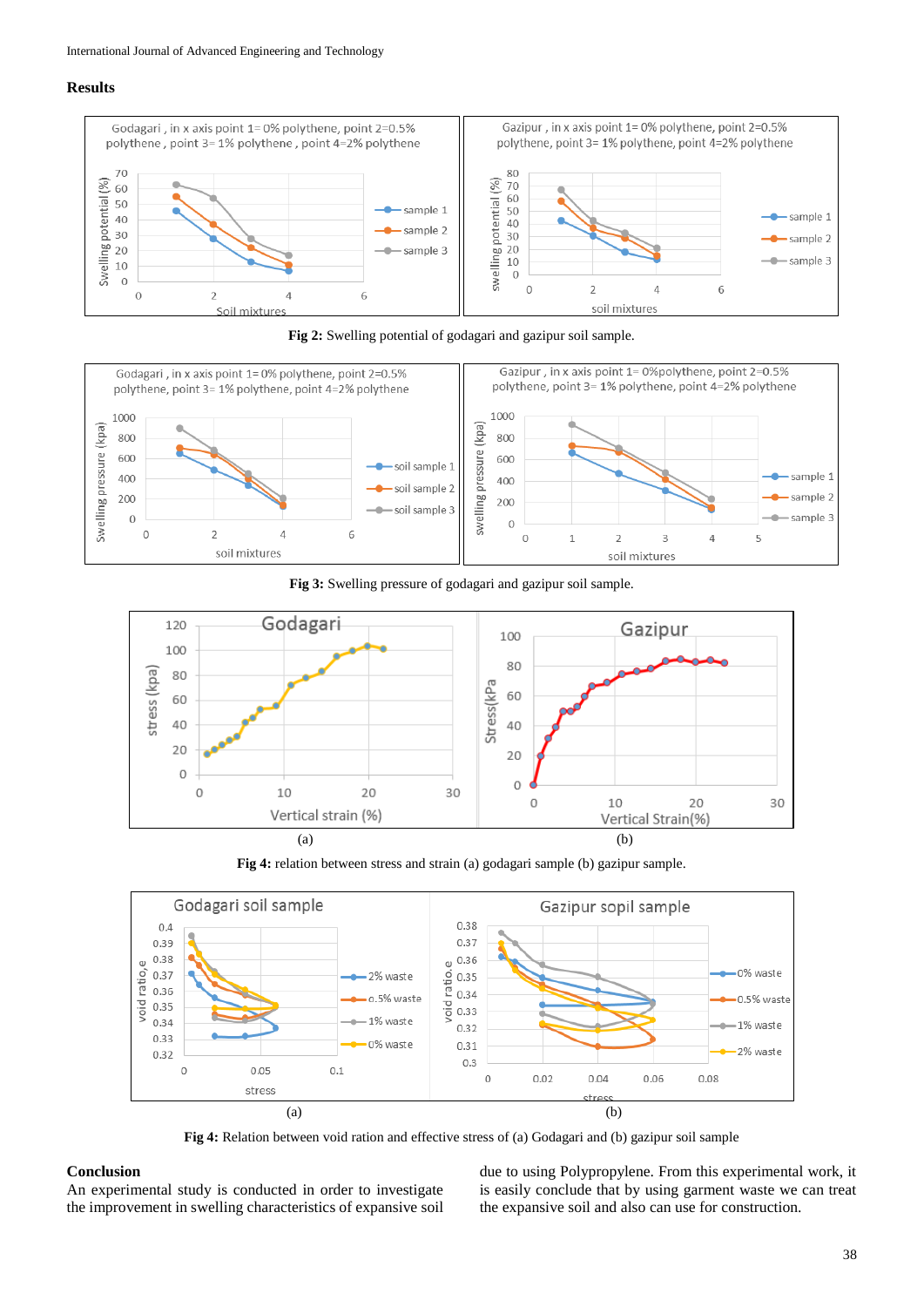## Results

Fig 2: Swelling potential of godagari and gazipur soil sample.

Fig 3: Swelling pressure of godagari and gazipur soil sample.

(a) (b)

Fig 4: relation between stress and strain (a) godagari sample (b) gazipur sample.

(a) (b)

Fig 4: Relation between void ration and effective stress of (a) Godagari and (b) gazipur soil sample

## Conclusion

An experimental study is conducted in order to investigate the improvement in swelling characteristics of expansive soil due to using Polypropylene. From this experimental work, it is easily conclude that by using garment waste we can treat the expansive soil and also can use for construction.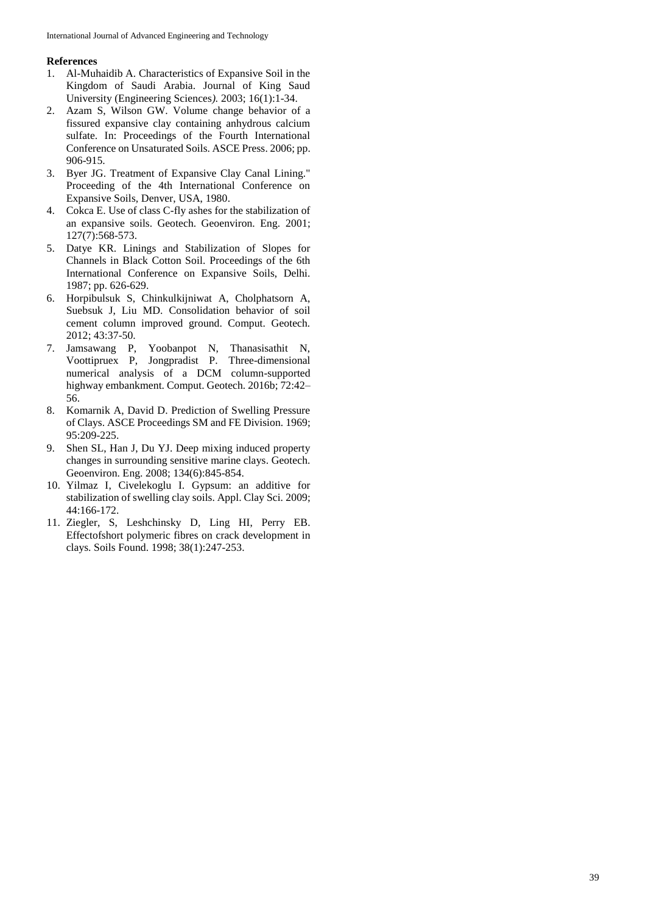**References**

1. Al-Muhaidib A. Characteristics of Expansive Soil in the Kingdom of Saudi Arabia. Journal of King Saud University (Engineering Sciences*).* 2003; 16(1):1-34.
2. Azam S, Wilson GW. Volume change behavior of a fissured expansive clay containing anhydrous calcium sulfate. In: Proceedings of the Fourth International Conference on Unsaturated Soils. ASCE Press. 2006; pp. 906-915.
3. Byer JG. Treatment of Expansive Clay Canal Lining." Proceeding of the 4th International Conference on Expansive Soils, Denver, USA, 1980.
4. Cokca E. Use of class C-fly ashes for the stabilization of an expansive soils. Geotech. Geoenviron. Eng. 2001; 127(7):568-573.
5. Datye KR. Linings and Stabilization of Slopes for Channels in Black Cotton Soil. Proceedings of the 6th International Conference on Expansive Soils, Delhi. 1987; pp. 626-629.
6. Horpibulsuk S, Chinkulkijniwat A, Cholphatsorn A, Suebsuk J, Liu MD. Consolidation behavior of soil cement column improved ground. Comput. Geotech. 2012; 43:37-50.
7. Jamsawang P, Yoobanpot N, Thanasisathit N, Voottipruex P, Jongpradist P. Three-dimensional numerical analysis of a DCM column-supported highway embankment. Comput. Geotech. 2016b; 72:42–56.
8. Komarnik A, David D. Prediction of Swelling Pressure of Clays. ASCE Proceedings SM and FE Division. 1969; 95:209-225.
9. Shen SL, Han J, Du YJ. Deep mixing induced property changes in surrounding sensitive marine clays. Geotech. Geoenviron. Eng. 2008; 134(6):845-854.
10. Yilmaz I, Civelekoglu I. Gypsum: an additive for stabilization of swelling clay soils. Appl. Clay Sci. 2009; 44:166-172.
11. Ziegler, S, Leshchinsky D, Ling HI, Perry EB. Effectofshort polymeric fibres on crack development in clays. Soils Found. 1998; 38(1):247-253.